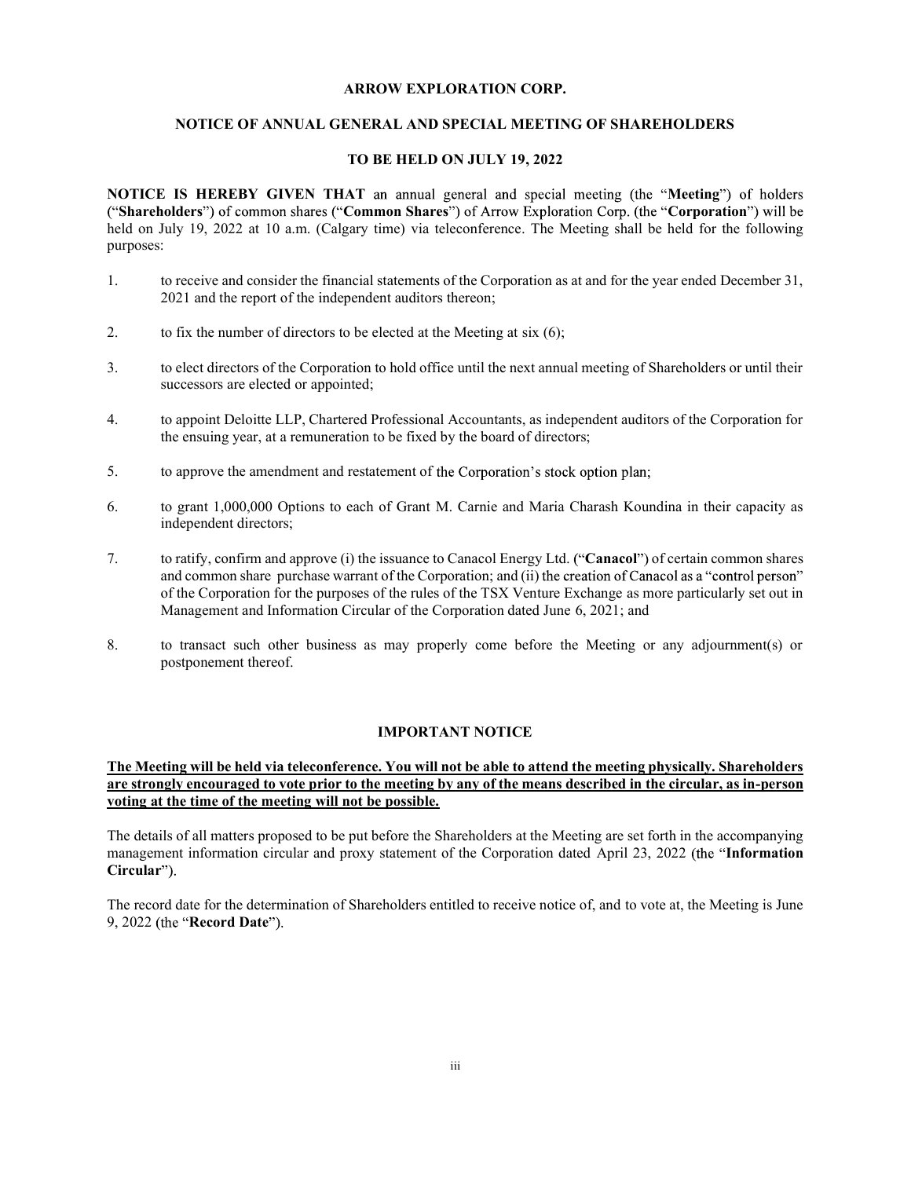# ARROW EXPLORATION CORP.

## NOTICE OF ANNUAL GENERAL AND SPECIAL MEETING OF SHAREHOLDERS

### TO BE HELD ON JULY 19, 2022

**NOTICE IS HEREBY GIVEN THAT** an annual general and special meeting (the "**Meeting**") of holders ("**Shareholders**") of common shares ("**Common Shares**") of Arrow Exploration Corp. (the "**Corporation**") will be held on July 19, 2022 at 10 a.m. (Calgary time) via teleconference. The Meeting shall be held for the following purposes:

1. to receive and consider the financial statements of the Corporation as at and for the year ended December 31, 2021 and the report of the independent auditors thereon;
2. to fix the number of directors to be elected at the Meeting at six (6);
3. to elect directors of the Corporation to hold office until the next annual meeting of Shareholders or until their successors are elected or appointed;
4. to appoint Deloitte LLP, Chartered Professional Accountants, as independent auditors of the Corporation for the ensuing year, at a remuneration to be fixed by the board of directors;
5. to approve the amendment and restatement of the Corporation's stock option plan;
6. to grant 1,000,000 Options to each of Grant M. Carnie and Maria Charash Koundina in their capacity as independent directors;
7. to ratify, confirm and approve (i) the issuance to Canacol Energy Ltd. ("**Canacol**") of certain common shares and common share purchase warrant of the Corporation; and (ii) the creation of Canacol as a "control person" of the Corporation for the purposes of the rules of the TSX Venture Exchange as more particularly set out in Management and Information Circular of the Corporation dated June 6, 2021; and
8. to transact such other business as may properly come before the Meeting or any adjournment(s) or postponement thereof.

### IMPORTANT NOTICE

<u>**The Meeting will be held via teleconference. You will not be able to attend the meeting physically. Shareholders are strongly encouraged to vote prior to the meeting by any of the means described in the circular, as in-person voting at the time of the meeting will not be possible.**</u>

The details of all matters proposed to be put before the Shareholders at the Meeting are set forth in the accompanying management information circular and proxy statement of the Corporation dated April 23, 2022 (the "**Information Circular**").

The record date for the determination of Shareholders entitled to receive notice of, and to vote at, the Meeting is June 9, 2022 (the "**Record Date**").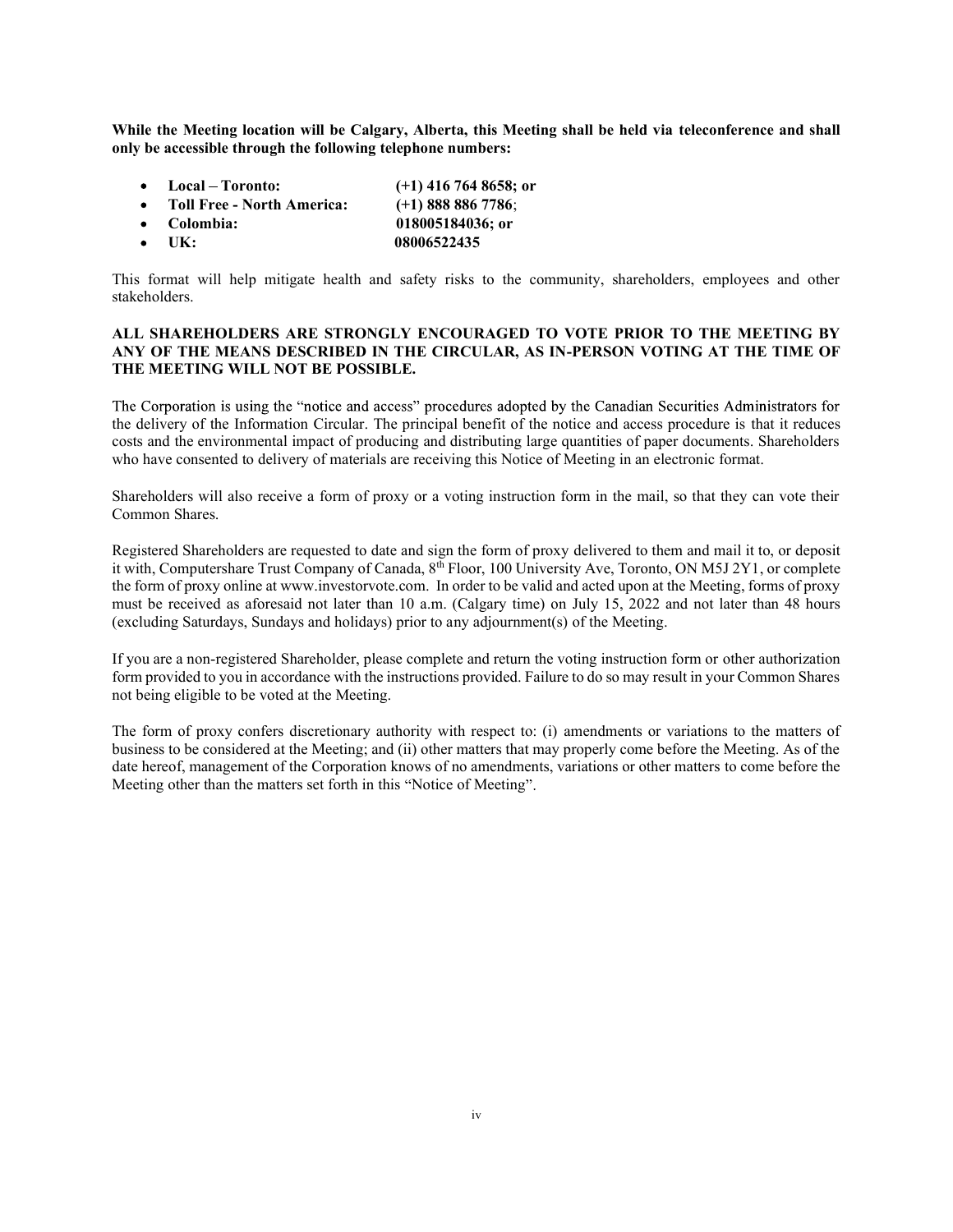**While the Meeting location will be Calgary, Alberta, this Meeting shall be held via teleconference and shall only be accessible through the following telephone numbers:**

- **Local – Toronto: (+1) 416 764 8658; or**
- **Toll Free - North America: (+1) 888 886 7786**;
- **Colombia: 018005184036; or**
- **UK: 08006522435**

This format will help mitigate health and safety risks to the community, shareholders, employees and other stakeholders.

**ALL SHAREHOLDERS ARE STRONGLY ENCOURAGED TO VOTE PRIOR TO THE MEETING BY ANY OF THE MEANS DESCRIBED IN THE CIRCULAR, AS IN-PERSON VOTING AT THE TIME OF THE MEETING WILL NOT BE POSSIBLE.**

The Corporation is using the "notice and access" procedures adopted by the Canadian Securities Administrators for the delivery of the Information Circular. The principal benefit of the notice and access procedure is that it reduces costs and the environmental impact of producing and distributing large quantities of paper documents. Shareholders who have consented to delivery of materials are receiving this Notice of Meeting in an electronic format.

Shareholders will also receive a form of proxy or a voting instruction form in the mail, so that they can vote their Common Shares.

Registered Shareholders are requested to date and sign the form of proxy delivered to them and mail it to, or deposit it with, Computershare Trust Company of Canada, 8th Floor, 100 University Ave, Toronto, ON M5J 2Y1, or complete the form of proxy online at www.investorvote.com. In order to be valid and acted upon at the Meeting, forms of proxy must be received as aforesaid not later than 10 a.m. (Calgary time) on July 15, 2022 and not later than 48 hours (excluding Saturdays, Sundays and holidays) prior to any adjournment(s) of the Meeting.

If you are a non-registered Shareholder, please complete and return the voting instruction form or other authorization form provided to you in accordance with the instructions provided. Failure to do so may result in your Common Shares not being eligible to be voted at the Meeting.

The form of proxy confers discretionary authority with respect to: (i) amendments or variations to the matters of business to be considered at the Meeting; and (ii) other matters that may properly come before the Meeting. As of the date hereof, management of the Corporation knows of no amendments, variations or other matters to come before the Meeting other than the matters set forth in this "Notice of Meeting".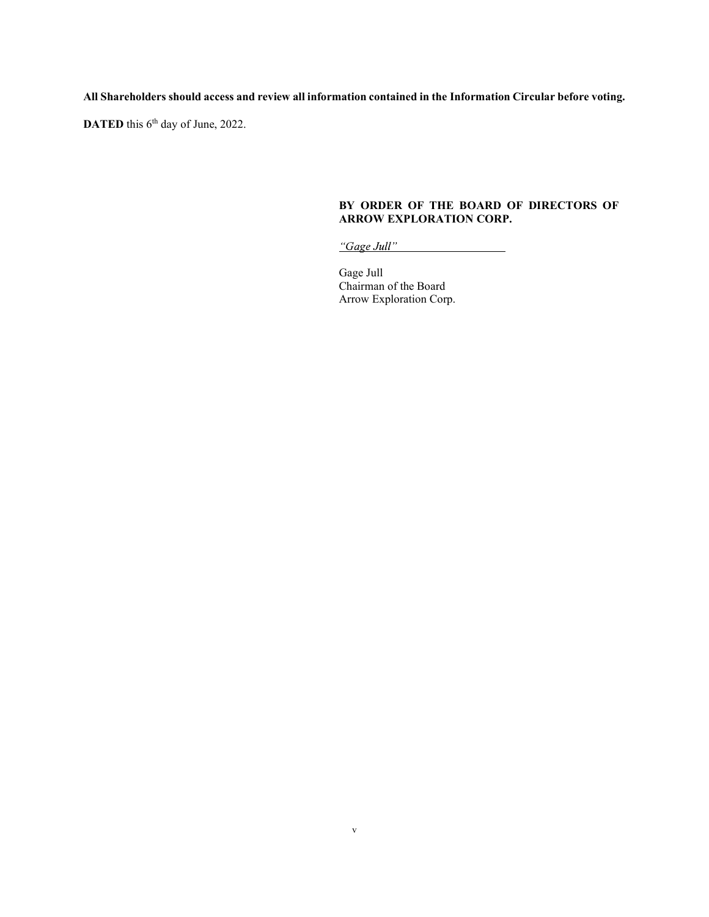**All Shareholders should access and review all information contained in the Information Circular before voting.**

**DATED** this 6th day of June, 2022.

**BY ORDER OF THE BOARD OF DIRECTORS OF ARROW EXPLORATION CORP.**

*"Gage Jull"*

Gage Jull
Chairman of the Board
Arrow Exploration Corp.